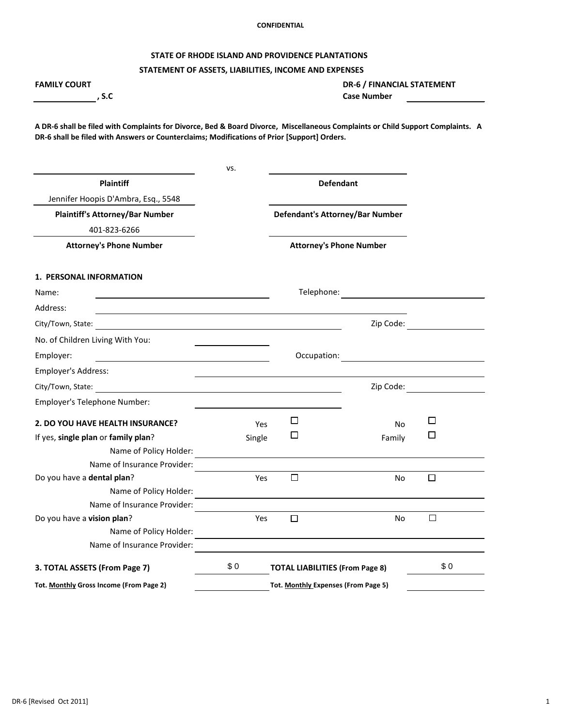CONFIDENTIAL

# STATE OF RHODE ISLAND AND PROVIDENCE PLANTATIONS

## STATEMENT OF ASSETS, LIABILITIES, INCOME AND EXPENSES

**FAMILY COURT** **DR-6 / FINANCIAL STATEMENT**

______________, **S.C** **Case Number** ______________

**A DR-6 shall be filed with Complaints for Divorce, Bed & Board Divorce, Miscellaneous Complaints or Child Support Complaints. A DR-6 shall be filed with Answers or Counterclaims; Modifications of Prior [Support] Orders.**

| | vs. | |
|---|---|---|
| **Plaintiff** | | **Defendant** |
| Jennifer Hoopis D'Ambra, Esq., 5548 | | |
| **Plaintiff's Attorney/Bar Number** | | **Defendant's Attorney/Bar Number** |
| 401-823-6266 | | |
| **Attorney's Phone Number** | | **Attorney's Phone Number** |

### 1. PERSONAL INFORMATION

Name: ______________ Telephone: ______________

Address: ______________

City/Town, State: ______________ Zip Code: ______________

No. of Children Living With You: ______________

Employer: ______________ Occupation: ______________

Employer's Address: ______________

City/Town, State: ______________ Zip Code: ______________

Employer's Telephone Number: ______________

### 2. DO YOU HAVE HEALTH INSURANCE?

Yes ☐ No ☐

If yes, **single plan** or **family plan**? Single ☐ Family ☐

Name of Policy Holder: ______________

Name of Insurance Provider: ______________

Do you have a **dental plan**? Yes ☐ No ☐

Name of Policy Holder: ______________

Name of Insurance Provider: ______________

Do you have a **vision plan**? Yes ☐ No ☐

Name of Policy Holder: ______________

Name of Insurance Provider: ______________

| | | | |
|---|---|---|---|
| **3. TOTAL ASSETS (From Page 7)** | $ 0 | **TOTAL LIABILITIES (From Page 8)** | $ 0 |
| **Tot. Monthly Gross Income (From Page 2)** | | **Tot. Monthly Expenses (From Page 5)** | |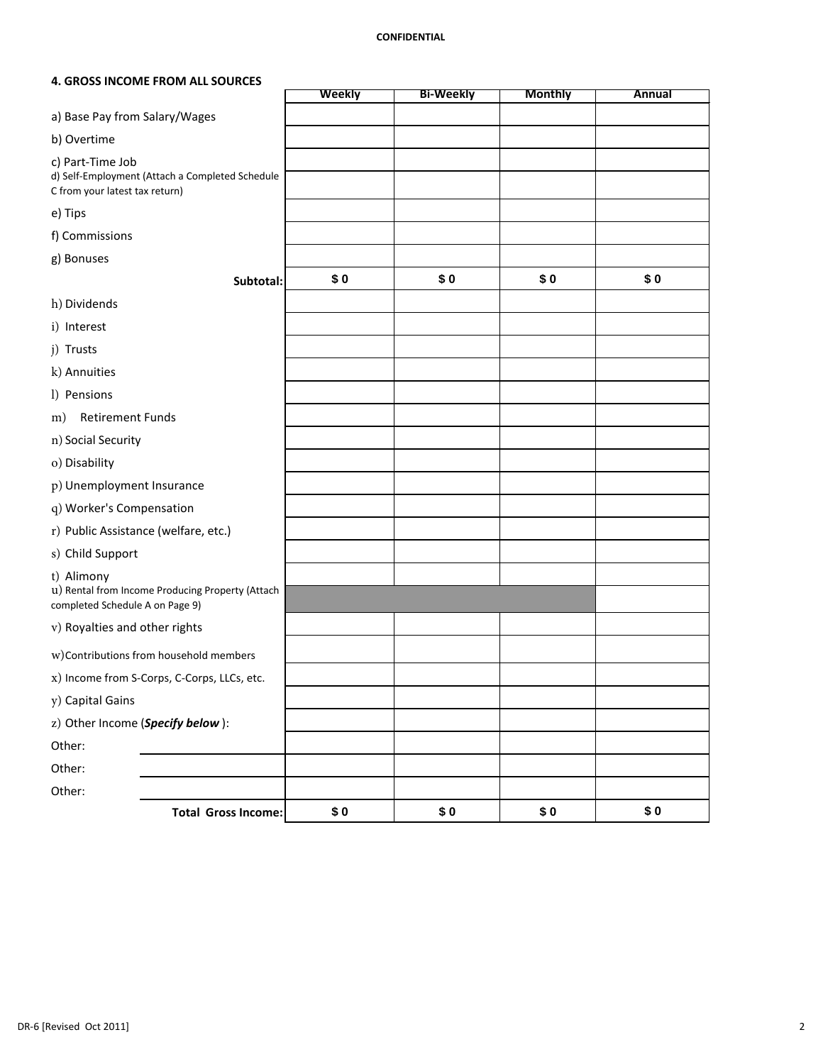CONFIDENTIAL

## 4. GROSS INCOME FROM ALL SOURCES

| | Weekly | Bi-Weekly | Monthly | Annual |
|---|---|---|---|---|
| a) Base Pay from Salary/Wages | | | | |
| b) Overtime | | | | |
| c) Part-Time Job | | | | |
| d) Self-Employment (Attach a Completed Schedule C from your latest tax return) | | | | |
| e) Tips | | | | |
| f) Commissions | | | | |
| g) Bonuses | | | | |
| **Subtotal:** | **$ 0** | **$ 0** | **$ 0** | **$ 0** |
| h) Dividends | | | | |
| i) Interest | | | | |
| j) Trusts | | | | |
| k) Annuities | | | | |
| l) Pensions | | | | |
| m) Retirement Funds | | | | |
| n) Social Security | | | | |
| o) Disability | | | | |
| p) Unemployment Insurance | | | | |
| q) Worker's Compensation | | | | |
| r) Public Assistance (welfare, etc.) | | | | |
| s) Child Support | | | | |
| t) Alimony | | | | |
| u) Rental from Income Producing Property (Attach completed Schedule A on Page 9) | | | | |
| v) Royalties and other rights | | | | |
| w) Contributions from household members | | | | |
| x) Income from S-Corps, C-Corps, LLCs, etc. | | | | |
| y) Capital Gains | | | | |
| z) Other Income (***Specify below***): | | | | |
| Other: | | | | |
| Other: | | | | |
| Other: | | | | |
| **Total Gross Income:** | **$ 0** | **$ 0** | **$ 0** | **$ 0** |

DR-6 [Revised Oct 2011]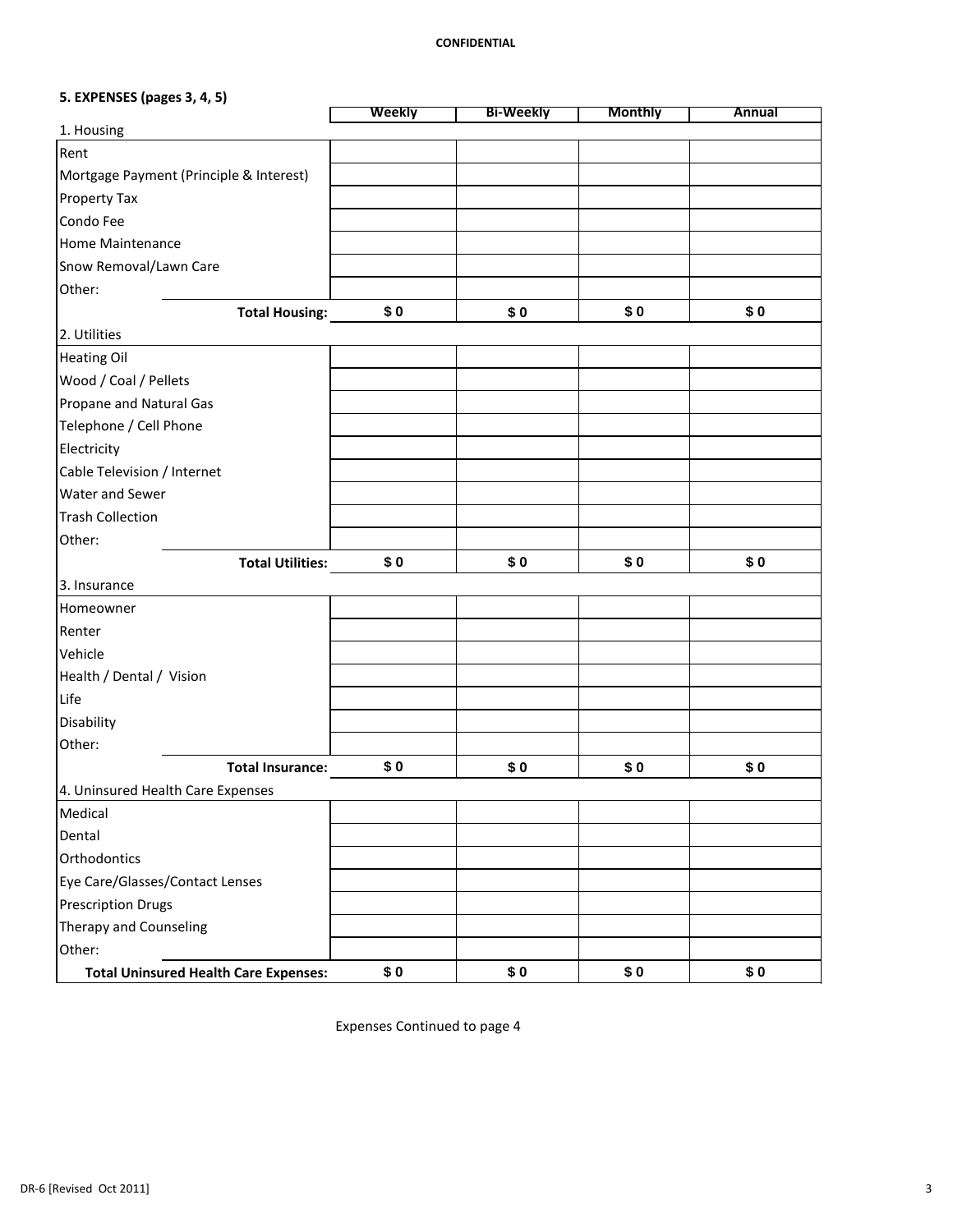**CONFIDENTIAL**

## 5. EXPENSES (pages 3, 4, 5)

| | Weekly | Bi-Weekly | Monthly | Annual |
|---|---|---|---|---|
| **1. Housing** | | | | |
| Rent | | | | |
| Mortgage Payment (Principle & Interest) | | | | |
| Property Tax | | | | |
| Condo Fee | | | | |
| Home Maintenance | | | | |
| Snow Removal/Lawn Care | | | | |
| Other: | | | | |
| **Total Housing:** | **$ 0** | **$ 0** | **$ 0** | **$ 0** |
| **2. Utilities** | | | | |
| Heating Oil | | | | |
| Wood / Coal / Pellets | | | | |
| Propane and Natural Gas | | | | |
| Telephone / Cell Phone | | | | |
| Electricity | | | | |
| Cable Television / Internet | | | | |
| Water and Sewer | | | | |
| Trash Collection | | | | |
| Other: | | | | |
| **Total Utilities:** | **$ 0** | **$ 0** | **$ 0** | **$ 0** |
| **3. Insurance** | | | | |
| Homeowner | | | | |
| Renter | | | | |
| Vehicle | | | | |
| Health / Dental / Vision | | | | |
| Life | | | | |
| Disability | | | | |
| Other: | | | | |
| **Total Insurance:** | **$ 0** | **$ 0** | **$ 0** | **$ 0** |
| **4. Uninsured Health Care Expenses** | | | | |
| Medical | | | | |
| Dental | | | | |
| Orthodontics | | | | |
| Eye Care/Glasses/Contact Lenses | | | | |
| Prescription Drugs | | | | |
| Therapy and Counseling | | | | |
| Other: | | | | |
| **Total Uninsured Health Care Expenses:** | **$ 0** | **$ 0** | **$ 0** | **$ 0** |

Expenses Continued to page 4

DR-6 [Revised Oct 2011]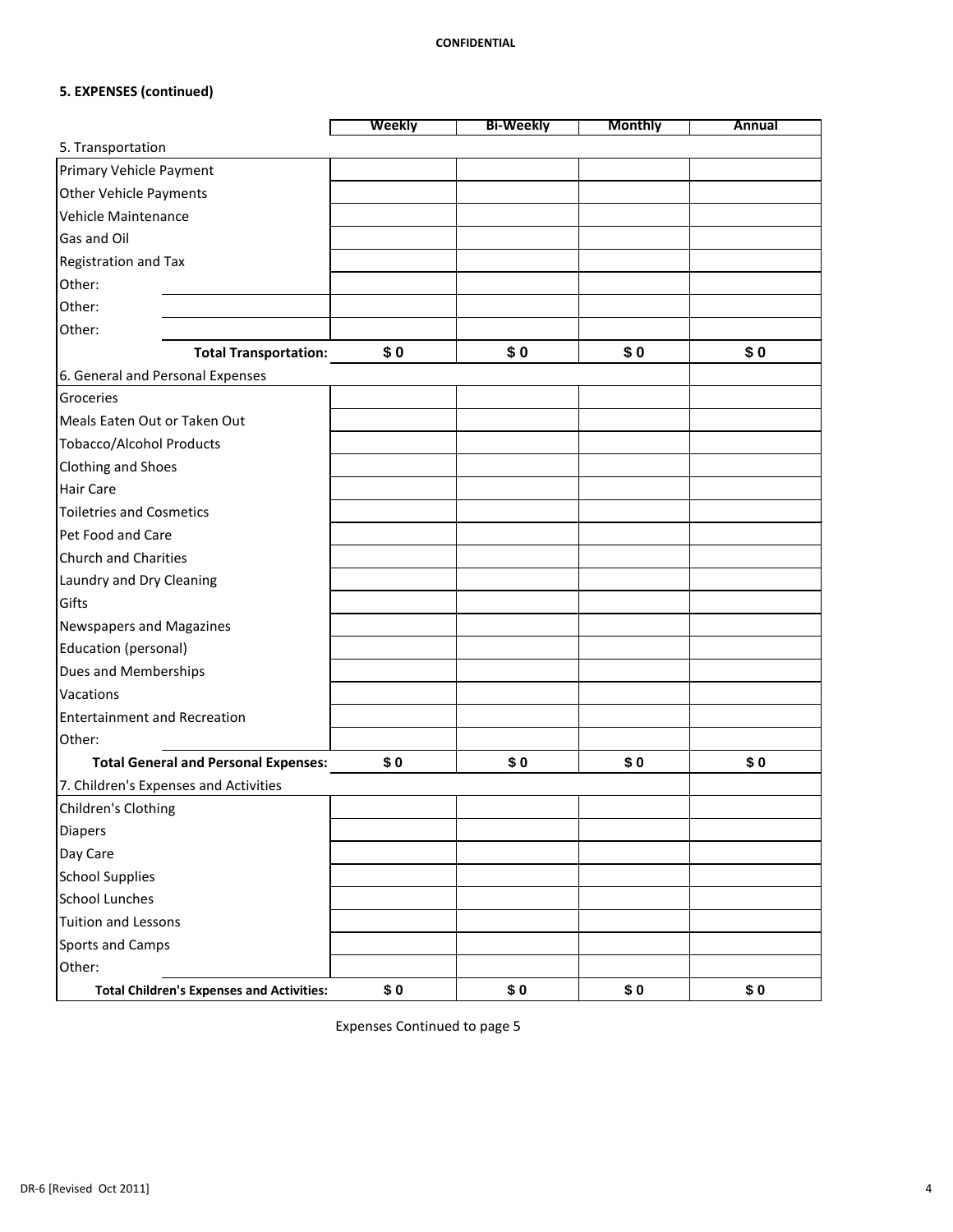**CONFIDENTIAL**

### 5. EXPENSES (continued)

| | Weekly | Bi-Weekly | Monthly | Annual |
|---|---|---|---|---|
| 5. Transportation | | | | |
| Primary Vehicle Payment | | | | |
| Other Vehicle Payments | | | | |
| Vehicle Maintenance | | | | |
| Gas and Oil | | | | |
| Registration and Tax | | | | |
| Other: | | | | |
| Other: | | | | |
| Other: | | | | |
| **Total Transportation:** | **$ 0** | **$ 0** | **$ 0** | **$ 0** |
| 6. General and Personal Expenses | | | | |
| Groceries | | | | |
| Meals Eaten Out or Taken Out | | | | |
| Tobacco/Alcohol Products | | | | |
| Clothing and Shoes | | | | |
| Hair Care | | | | |
| Toiletries and Cosmetics | | | | |
| Pet Food and Care | | | | |
| Church and Charities | | | | |
| Laundry and Dry Cleaning | | | | |
| Gifts | | | | |
| Newspapers and Magazines | | | | |
| Education (personal) | | | | |
| Dues and Memberships | | | | |
| Vacations | | | | |
| Entertainment and Recreation | | | | |
| Other: | | | | |
| **Total General and Personal Expenses:** | **$ 0** | **$ 0** | **$ 0** | **$ 0** |
| 7. Children's Expenses and Activities | | | | |
| Children's Clothing | | | | |
| Diapers | | | | |
| Day Care | | | | |
| School Supplies | | | | |
| School Lunches | | | | |
| Tuition and Lessons | | | | |
| Sports and Camps | | | | |
| Other: | | | | |
| **Total Children's Expenses and Activities:** | **$ 0** | **$ 0** | **$ 0** | **$ 0** |

Expenses Continued to page 5

DR-6 [Revised Oct 2011]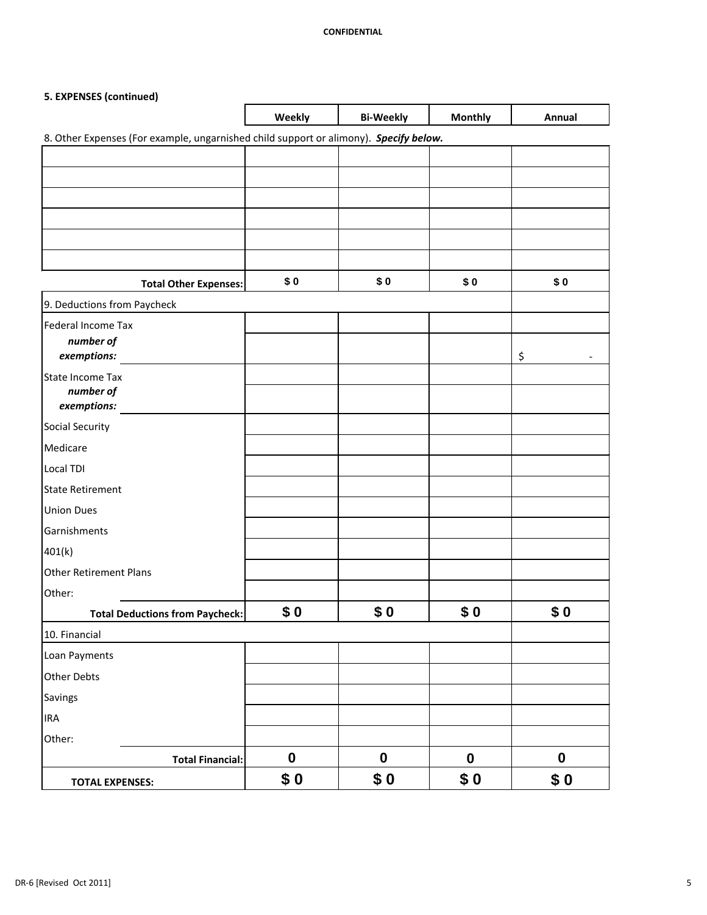**CONFIDENTIAL**

**5. EXPENSES (continued)**

| | Weekly | Bi-Weekly | Monthly | Annual |
|---|---|---|---|---|
| 8. Other Expenses (For example, ungarnished child support or alimony). ***Specify below.*** | | | | |
| | | | | |
| | | | | |
| | | | | |
| | | | | |
| | | | | |
| | | | | |
| **Total Other Expenses:** | **$ 0** | **$ 0** | **$ 0** | **$ 0** |
| 9. Deductions from Paycheck | | | | |
| Federal Income Tax | | | | |
| ***number of exemptions:*** | | | | $ - |
| State Income Tax | | | | |
| ***number of exemptions:*** | | | | |
| Social Security | | | | |
| Medicare | | | | |
| Local TDI | | | | |
| State Retirement | | | | |
| Union Dues | | | | |
| Garnishments | | | | |
| 401(k) | | | | |
| Other Retirement Plans | | | | |
| Other: | | | | |
| **Total Deductions from Paycheck:** | **$ 0** | **$ 0** | **$ 0** | **$ 0** |
| 10. Financial | | | | |
| Loan Payments | | | | |
| Other Debts | | | | |
| Savings | | | | |
| IRA | | | | |
| Other: | | | | |
| **Total Financial:** | **0** | **0** | **0** | **0** |
| **TOTAL EXPENSES:** | **$ 0** | **$ 0** | **$ 0** | **$ 0** |

DR-6 [Revised Oct 2011]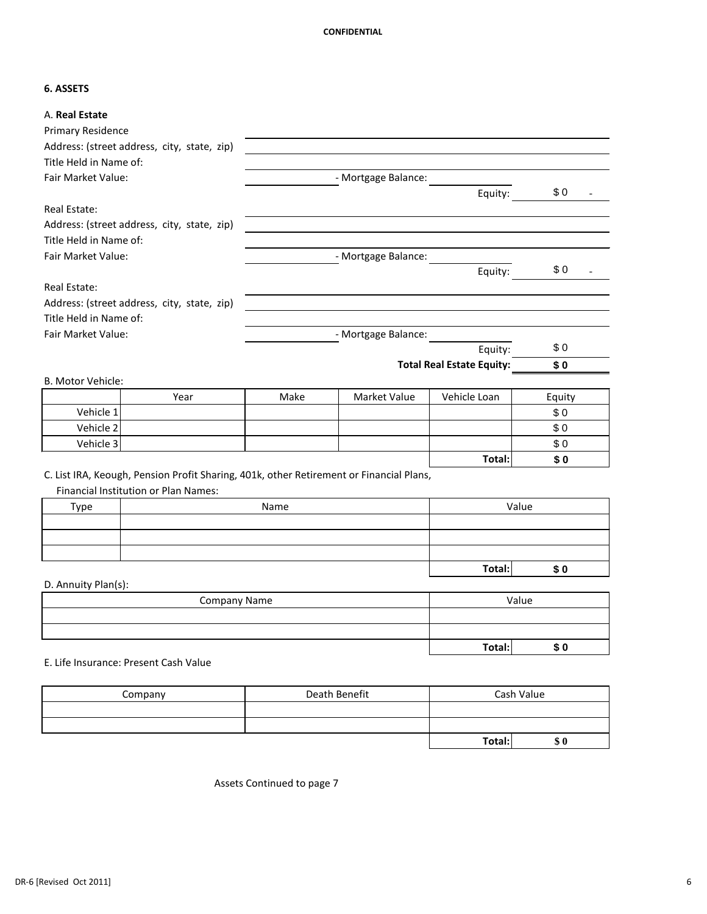**CONFIDENTIAL**

## 6. ASSETS

A. **Real Estate**

Primary Residence

Address: (street address, city, state, zip) ______________________

Title Held in Name of: ______________________

Fair Market Value: ____________ - Mortgage Balance: ____________

Equity: $ 0 -

Real Estate: ______________________

Address: (street address, city, state, zip) ______________________

Title Held in Name of: ______________________

Fair Market Value: ____________ - Mortgage Balance: ____________

Equity: $ 0 -

Real Estate: ______________________

Address: (street address, city, state, zip) ______________________

Title Held in Name of: ______________________

Fair Market Value: ____________ - Mortgage Balance: ____________

Equity: $ 0

**Total Real Estate Equity:** **$ 0**

B. Motor Vehicle:

| | Year | Make | Market Value | Vehicle Loan | Equity |
|---|---|---|---|---|---|
| Vehicle 1 | | | | | $ 0 |
| Vehicle 2 | | | | | $ 0 |
| Vehicle 3 | | | | | $ 0 |
| | | | | **Total:** | **$ 0** |

C. List IRA, Keough, Pension Profit Sharing, 401k, other Retirement or Financial Plans,
Financial Institution or Plan Names:

| Type | Name | Value |
|---|---|---|
| | | |
| | | |
| | | |
| | | **Total:** **$ 0** |

D. Annuity Plan(s):

| Company Name | Value |
|---|---|
| | |
| | |
| | **Total:** **$ 0** |

E. Life Insurance: Present Cash Value

| Company | Death Benefit | Cash Value |
|---|---|---|
| | | |
| | | |
| | | **Total:** **$ 0** |

Assets Continued to page 7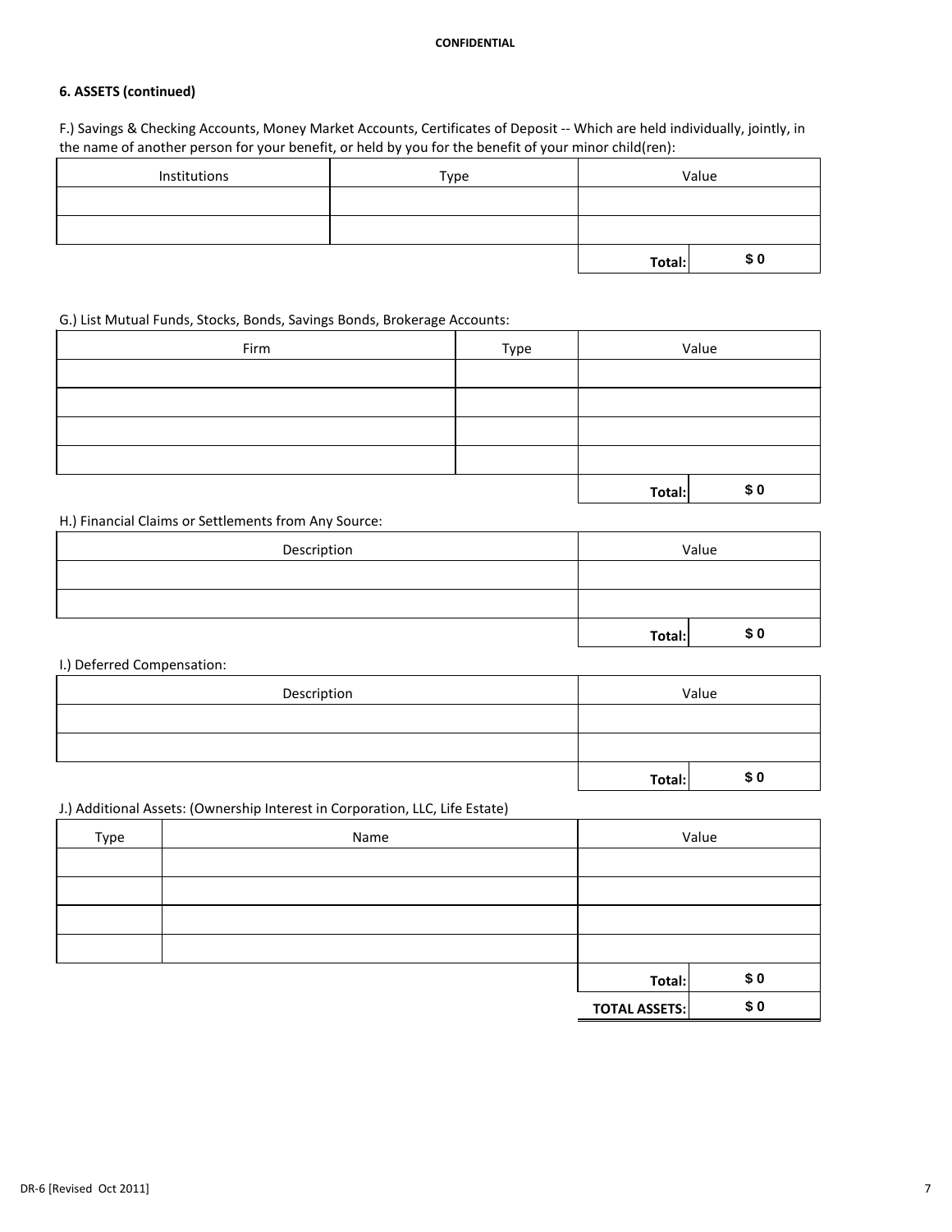**CONFIDENTIAL**

### 6. ASSETS (continued)

F.) Savings & Checking Accounts, Money Market Accounts, Certificates of Deposit -- Which are held individually, jointly, in the name of another person for your benefit, or held by you for the benefit of your minor child(ren):

| Institutions | Type | Value | |
|---|---|---|---|
| | | | |
| | | | |
| | | **Total:** | **$ 0** |

G.) List Mutual Funds, Stocks, Bonds, Savings Bonds, Brokerage Accounts:

| Firm | Type | Value | |
|---|---|---|---|
| | | | |
| | | | |
| | | | |
| | | | |
| | | **Total:** | **$ 0** |

H.) Financial Claims or Settlements from Any Source:

| Description | Value | |
|---|---|---|
| | | |
| | | |
| | **Total:** | **$ 0** |

I.) Deferred Compensation:

| Description | Value | |
|---|---|---|
| | | |
| | | |
| | **Total:** | **$ 0** |

J.) Additional Assets: (Ownership Interest in Corporation, LLC, Life Estate)

| Type | Name | Value | |
|---|---|---|---|
| | | | |
| | | | |
| | | | |
| | | | |
| | | **Total:** | **$ 0** |
| | | **TOTAL ASSETS:** | **$ 0** |

DR-6 [Revised Oct 2011]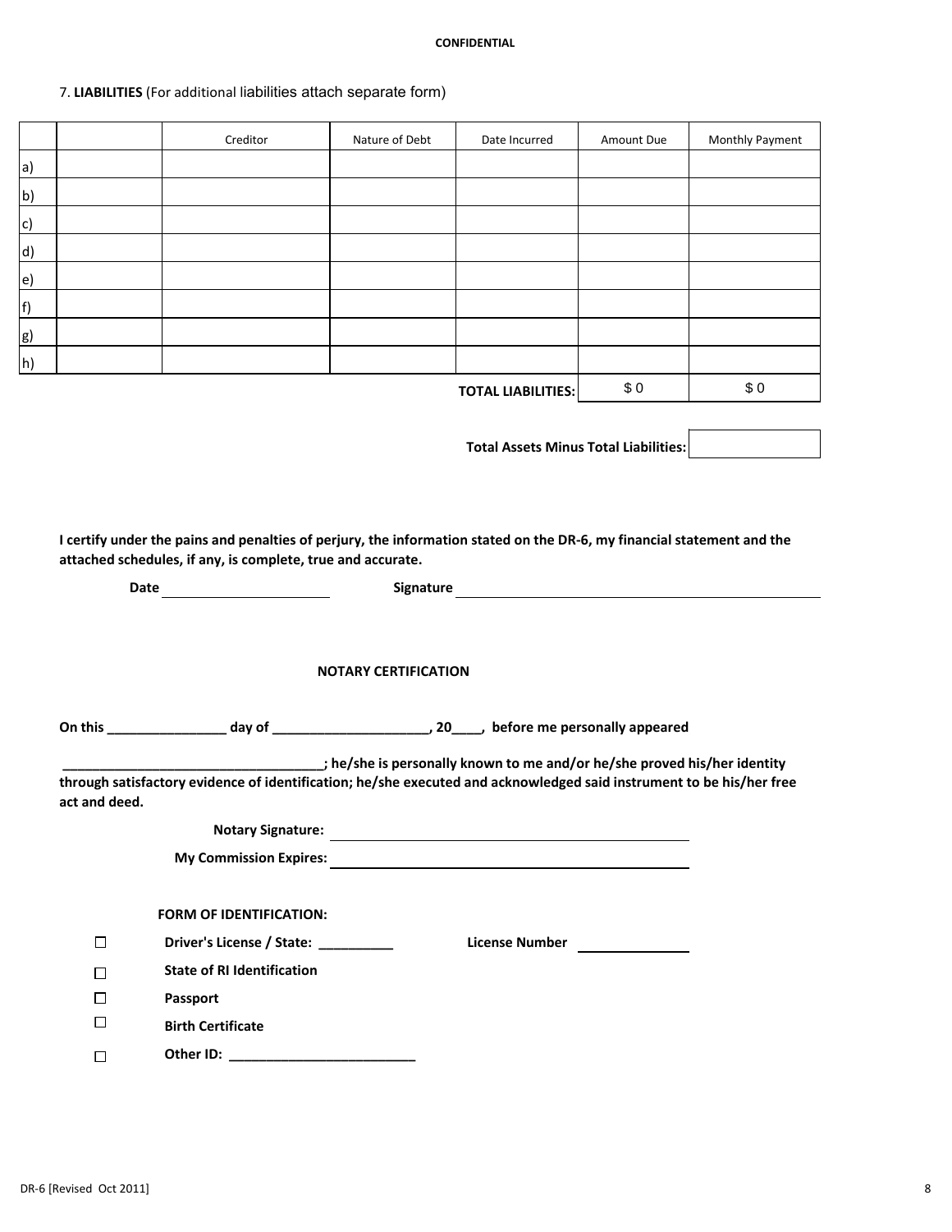**CONFIDENTIAL**

7. **LIABILITIES** (For additional liabilities attach separate form)

| | | Creditor | Nature of Debt | Date Incurred | Amount Due | Monthly Payment |
|---|---|---|---|---|---|---|
| a) | | | | | | |
| b) | | | | | | |
| c) | | | | | | |
| d) | | | | | | |
| e) | | | | | | |
| f) | | | | | | |
| g) | | | | | | |
| h) | | | | | | |
| | | | | **TOTAL LIABILITIES:** | $ 0 | $ 0 |

**Total Assets Minus Total Liabilities:** ______________

**I certify under the pains and penalties of perjury, the information stated on the DR-6, my financial statement and the attached schedules, if any, is complete, true and accurate.**

**Date** ____________________ **Signature** ____________________________________________

**NOTARY CERTIFICATION**

**On this ________________ day of _____________________, 20____, before me personally appeared**

**__________________________________; he/she is personally known to me and/or he/she proved his/her identity through satisfactory evidence of identification; he/she executed and acknowledged said instrument to be his/her free act and deed.**

**Notary Signature:** ____________________________________________

**My Commission Expires:** ____________________________________________

**FORM OF IDENTIFICATION:**

- ☐ **Driver's License / State: __________** **License Number** ______________
- ☐ **State of RI Identification**
- ☐ **Passport**
- ☐ **Birth Certificate**
- ☐ **Other ID: _________________________**

DR-6 [Revised Oct 2011]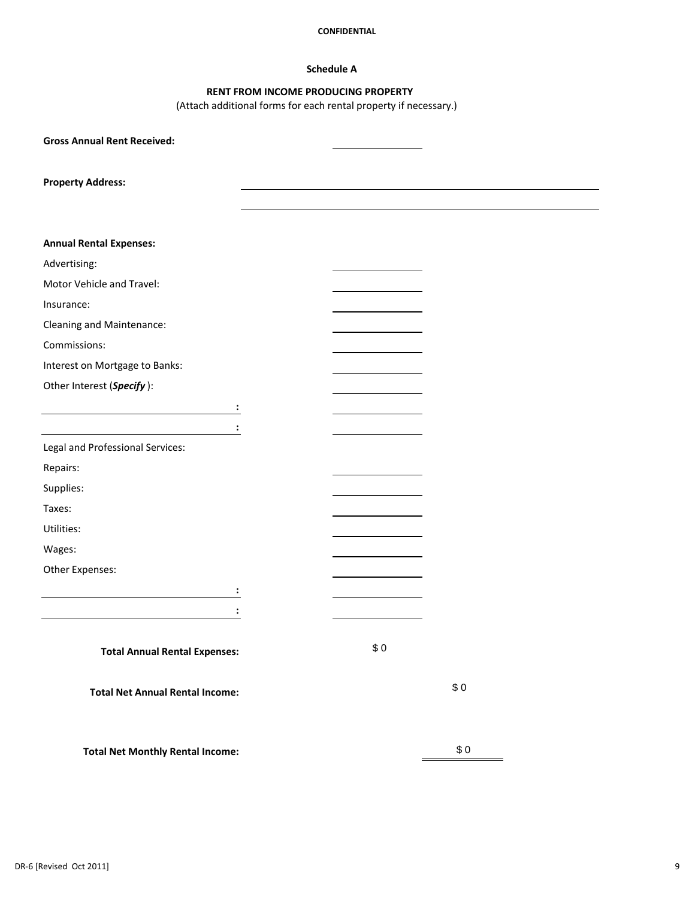CONFIDENTIAL

## Schedule A

### RENT FROM INCOME PRODUCING PROPERTY

(Attach additional forms for each rental property if necessary.)

**Gross Annual Rent Received:** ____________

**Property Address:** ______________________________________________

______________________________________________

**Annual Rental Expenses:**

| | | |
|---|---|---|
| Advertising: | ____________ | |
| Motor Vehicle and Travel: | ____________ | |
| Insurance: | ____________ | |
| Cleaning and Maintenance: | ____________ | |
| Commissions: | ____________ | |
| Interest on Mortgage to Banks: | ____________ | |
| Other Interest (***Specify***): | ____________ | |
| ____________________ : | ____________ | |
| ____________________ : | ____________ | |
| Legal and Professional Services: | | |
| Repairs: | ____________ | |
| Supplies: | ____________ | |
| Taxes: | ____________ | |
| Utilities: | ____________ | |
| Wages: | ____________ | |
| Other Expenses: | ____________ | |
| ____________________ : | ____________ | |
| ____________________ : | ____________ | |
| **Total Annual Rental Expenses:** | $ 0 | |
| **Total Net Annual Rental Income:** | | $ 0 |
| **Total Net Monthly Rental Income:** | | $ 0 |